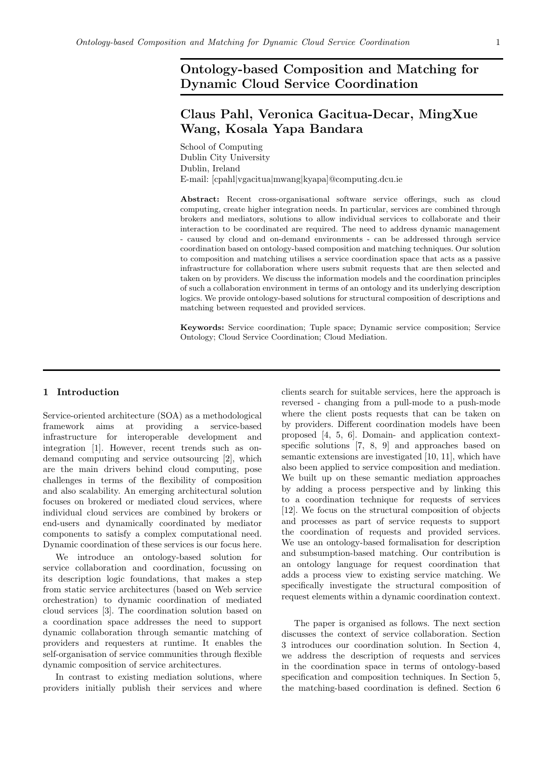# Ontology-based Composition and Matching for Dynamic Cloud Service Coordination

## Claus Pahl, Veronica Gacitua-Decar, MingXue Wang, Kosala Yapa Bandara

School of Computing  
Dublin City University  
Dublin, Ireland  
E-mail: [cpahl|vgacitua|mwang|kyapa]@computing.dcu.ie

**Abstract:** Recent cross-organisational software service offerings, such as cloud computing, create higher integration needs. In particular, services are combined through brokers and mediators, solutions to allow individual services to collaborate and their interaction to be coordinated are required. The need to address dynamic management - caused by cloud and on-demand environments - can be addressed through service coordination based on ontology-based composition and matching techniques. Our solution to composition and matching utilises a service coordination space that acts as a passive infrastructure for collaboration where users submit requests that are then selected and taken on by providers. We discuss the information models and the coordination principles of such a collaboration environment in terms of an ontology and its underlying description logics. We provide ontology-based solutions for structural composition of descriptions and matching between requested and provided services.

**Keywords:** Service coordination; Tuple space; Dynamic service composition; Service Ontology; Cloud Service Coordination; Cloud Mediation.

## 1 Introduction

Service-oriented architecture (SOA) as a methodological framework aims at providing a service-based infrastructure for interoperable development and integration [1]. However, recent trends such as on-demand computing and service outsourcing [2], which are the main drivers behind cloud computing, pose challenges in terms of the flexibility of composition and also scalability. An emerging architectural solution focuses on brokered or mediated cloud services, where individual cloud services are combined by brokers or end-users and dynamically coordinated by mediator components to satisfy a complex computational need. Dynamic coordination of these services is our focus here.

We introduce an ontology-based solution for service collaboration and coordination, focussing on its description logic foundations, that makes a step from static service architectures (based on Web service orchestration) to dynamic coordination of mediated cloud services [3]. The coordination solution based on a coordination space addresses the need to support dynamic collaboration through semantic matching of providers and requesters at runtime. It enables the self-organisation of service communities through flexible dynamic composition of service architectures.

In contrast to existing mediation solutions, where providers initially publish their services and where clients search for suitable services, here the approach is reversed - changing from a pull-mode to a push-mode where the client posts requests that can be taken on by providers. Different coordination models have been proposed [4, 5, 6]. Domain- and application context-specific solutions [7, 8, 9] and approaches based on semantic extensions are investigated [10, 11], which have also been applied to service composition and mediation. We built up on these semantic mediation approaches by adding a process perspective and by linking this to a coordination technique for requests of services [12]. We focus on the structural composition of objects and processes as part of service requests to support the coordination of requests and provided services. We use an ontology-based formalisation for description and subsumption-based matching. Our contribution is an ontology language for request coordination that adds a process view to existing service matching. We specifically investigate the structural composition of request elements within a dynamic coordination context.

The paper is organised as follows. The next section discusses the context of service collaboration. Section 3 introduces our coordination solution. In Section 4, we address the description of requests and services in the coordination space in terms of ontology-based specification and composition techniques. In Section 5, the matching-based coordination is defined. Section 6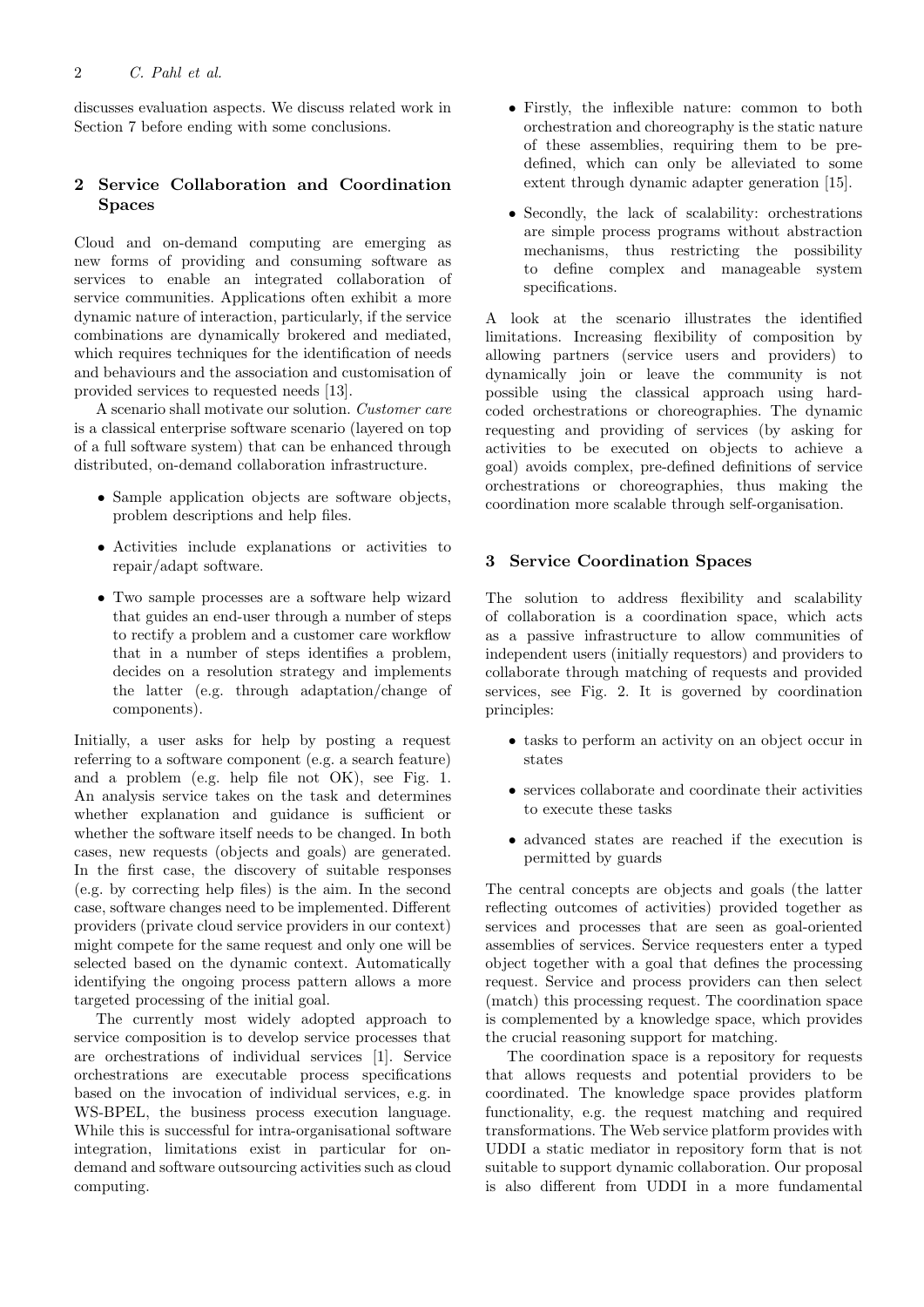discusses evaluation aspects. We discuss related work in Section 7 before ending with some conclusions.

## 2 Service Collaboration and Coordination Spaces

Cloud and on-demand computing are emerging as new forms of providing and consuming software as services to enable an integrated collaboration of service communities. Applications often exhibit a more dynamic nature of interaction, particularly, if the service combinations are dynamically brokered and mediated, which requires techniques for the identification of needs and behaviours and the association and customisation of provided services to requested needs [13].

A scenario shall motivate our solution. *Customer care* is a classical enterprise software scenario (layered on top of a full software system) that can be enhanced through distributed, on-demand collaboration infrastructure.

- Sample application objects are software objects, problem descriptions and help files.
- Activities include explanations or activities to repair/adapt software.
- Two sample processes are a software help wizard that guides an end-user through a number of steps to rectify a problem and a customer care workflow that in a number of steps identifies a problem, decides on a resolution strategy and implements the latter (e.g. through adaptation/change of components).

Initially, a user asks for help by posting a request referring to a software component (e.g. a search feature) and a problem (e.g. help file not OK), see Fig. 1. An analysis service takes on the task and determines whether explanation and guidance is sufficient or whether the software itself needs to be changed. In both cases, new requests (objects and goals) are generated. In the first case, the discovery of suitable responses (e.g. by correcting help files) is the aim. In the second case, software changes need to be implemented. Different providers (private cloud service providers in our context) might compete for the same request and only one will be selected based on the dynamic context. Automatically identifying the ongoing process pattern allows a more targeted processing of the initial goal.

The currently most widely adopted approach to service composition is to develop service processes that are orchestrations of individual services [1]. Service orchestrations are executable process specifications based on the invocation of individual services, e.g. in WS-BPEL, the business process execution language. While this is successful for intra-organisational software integration, limitations exist in particular for on-demand and software outsourcing activities such as cloud computing.

- Firstly, the inflexible nature: common to both orchestration and choreography is the static nature of these assemblies, requiring them to be pre-defined, which can only be alleviated to some extent through dynamic adapter generation [15].
- Secondly, the lack of scalability: orchestrations are simple process programs without abstraction mechanisms, thus restricting the possibility to define complex and manageable system specifications.

A look at the scenario illustrates the identified limitations. Increasing flexibility of composition by allowing partners (service users and providers) to dynamically join or leave the community is not possible using the classical approach using hard-coded orchestrations or choreographies. The dynamic requesting and providing of services (by asking for activities to be executed on objects to achieve a goal) avoids complex, pre-defined definitions of service orchestrations or choreographies, thus making the coordination more scalable through self-organisation.

## 3 Service Coordination Spaces

The solution to address flexibility and scalability of collaboration is a coordination space, which acts as a passive infrastructure to allow communities of independent users (initially requestors) and providers to collaborate through matching of requests and provided services, see Fig. 2. It is governed by coordination principles:

- tasks to perform an activity on an object occur in states
- services collaborate and coordinate their activities to execute these tasks
- advanced states are reached if the execution is permitted by guards

The central concepts are objects and goals (the latter reflecting outcomes of activities) provided together as services and processes that are seen as goal-oriented assemblies of services. Service requesters enter a typed object together with a goal that defines the processing request. Service and process providers can then select (match) this processing request. The coordination space is complemented by a knowledge space, which provides the crucial reasoning support for matching.

The coordination space is a repository for requests that allows requests and potential providers to be coordinated. The knowledge space provides platform functionality, e.g. the request matching and required transformations. The Web service platform provides with UDDI a static mediator in repository form that is not suitable to support dynamic collaboration. Our proposal is also different from UDDI in a more fundamental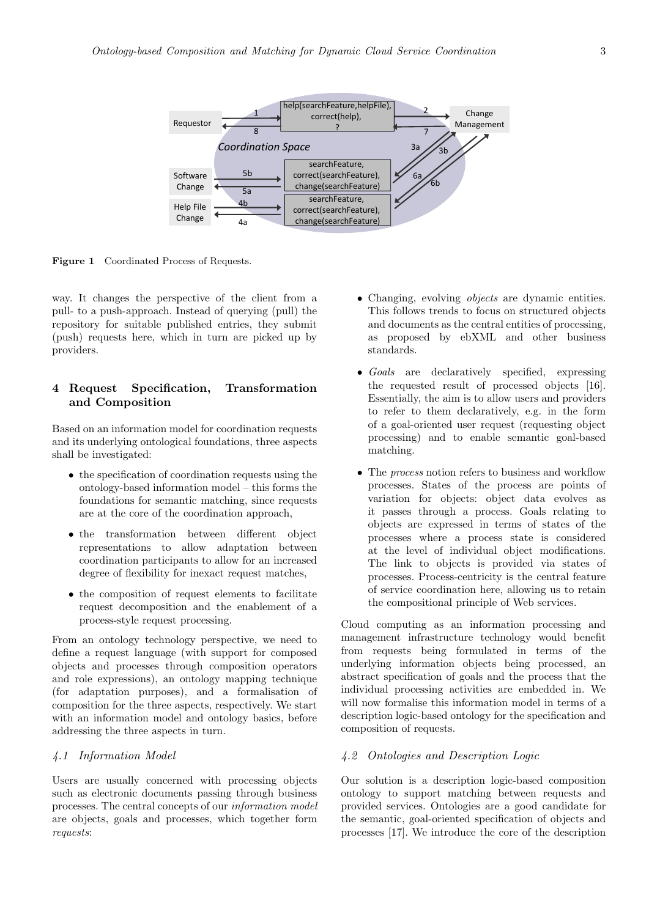Figure 1 Coordinated Process of Requests.

way. It changes the perspective of the client from a pull- to a push-approach. Instead of querying (pull) the repository for suitable published entries, they submit (push) requests here, which in turn are picked up by providers.

## 4 Request Specification, Transformation and Composition

Based on an information model for coordination requests and its underlying ontological foundations, three aspects shall be investigated:

- the specification of coordination requests using the ontology-based information model – this forms the foundations for semantic matching, since requests are at the core of the coordination approach,
- the transformation between different object representations to allow adaptation between coordination participants to allow for an increased degree of flexibility for inexact request matches,
- the composition of request elements to facilitate request decomposition and the enablement of a process-style request processing.

From an ontology technology perspective, we need to define a request language (with support for composed objects and processes through composition operators and role expressions), an ontology mapping technique (for adaptation purposes), and a formalisation of composition for the three aspects, respectively. We start with an information model and ontology basics, before addressing the three aspects in turn.

### *4.1 Information Model*

Users are usually concerned with processing objects such as electronic documents passing through business processes. The central concepts of our *information model* are objects, goals and processes, which together form *requests*:

- Changing, evolving *objects* are dynamic entities. This follows trends to focus on structured objects and documents as the central entities of processing, as proposed by ebXML and other business standards.
- *Goals* are declaratively specified, expressing the requested result of processed objects [16]. Essentially, the aim is to allow users and providers to refer to them declaratively, e.g. in the form of a goal-oriented user request (requesting object processing) and to enable semantic goal-based matching.
- The *process* notion refers to business and workflow processes. States of the process are points of variation for objects: object data evolves as it passes through a process. Goals relating to objects are expressed in terms of states of the processes where a process state is considered at the level of individual object modifications. The link to objects is provided via states of processes. Process-centricity is the central feature of service coordination here, allowing us to retain the compositional principle of Web services.

Cloud computing as an information processing and management infrastructure technology would benefit from requests being formulated in terms of the underlying information objects being processed, an abstract specification of goals and the process that the individual processing activities are embedded in. We will now formalise this information model in terms of a description logic-based ontology for the specification and composition of requests.

### *4.2 Ontologies and Description Logic*

Our solution is a description logic-based composition ontology to support matching between requests and provided services. Ontologies are a good candidate for the semantic, goal-oriented specification of objects and processes [17]. We introduce the core of the description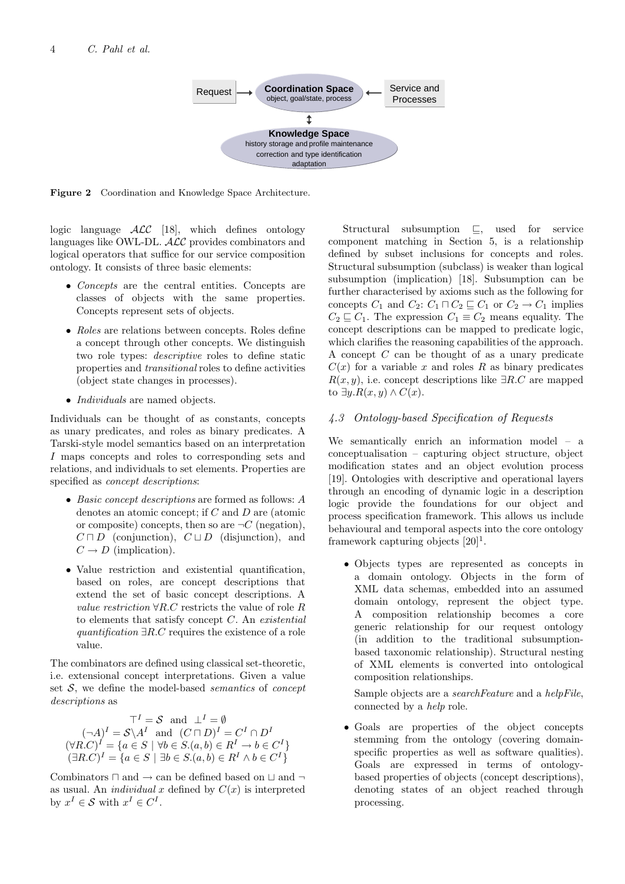Request → **Coordination Space** object, goal/state, process ← Service and Processes

↕

**Knowledge Space**
history storage and profile maintenance
correction and type identification
adaptation

**Figure 2** Coordination and Knowledge Space Architecture.

logic language $\mathcal{ALC}$ [18], which defines ontology languages like OWL-DL. $\mathcal{ALC}$ provides combinators and logical operators that suffice for our service composition ontology. It consists of three basic elements:

- *Concepts* are the central entities. Concepts are classes of objects with the same properties. Concepts represent sets of objects.
- *Roles* are relations between concepts. Roles define a concept through other concepts. We distinguish two role types: *descriptive* roles to define static properties and *transitional* roles to define activities (object state changes in processes).
- *Individuals* are named objects.

Individuals can be thought of as constants, concepts as unary predicates, and roles as binary predicates. A Tarski-style model semantics based on an interpretation $I$ maps concepts and roles to corresponding sets and relations, and individuals to set elements. Properties are specified as *concept descriptions*:

- *Basic concept descriptions* are formed as follows: $A$ denotes an atomic concept; if $C$ and $D$ are (atomic or composite) concepts, then so are $\neg C$ (negation), $C \sqcap D$ (conjunction), $C \sqcup D$ (disjunction), and $C \rightarrow D$ (implication).
- Value restriction and existential quantification, based on roles, are concept descriptions that extend the set of basic concept descriptions. A *value restriction* $\forall R.C$ restricts the value of role $R$ to elements that satisfy concept $C$. An *existential quantification* $\exists R.C$ requires the existence of a role value.

The combinators are defined using classical set-theoretic, i.e. extensional concept interpretations. Given a value set $\mathcal{S}$, we define the model-based *semantics* of *concept descriptions* as

$$\top^I = \mathcal{S} \quad \text{and} \quad \bot^I = \emptyset$$
$$(\neg A)^I = \mathcal{S} \backslash A^I \quad \text{and} \quad (C \sqcap D)^I = C^I \cap D^I$$
$$(\forall R.C)^I = \{a \in S \mid \forall b \in S.(a,b) \in R^I \rightarrow b \in C^I\}$$
$$(\exists R.C)^I = \{a \in S \mid \exists b \in S.(a,b) \in R^I \wedge b \in C^I\}$$

Combinators $\sqcap$ and $\rightarrow$ can be defined based on $\sqcup$ and $\neg$ as usual. An *individual* $x$ defined by $C(x)$ is interpreted by $x^I \in \mathcal{S}$ with $x^I \in C^I$.

Structural subsumption $\sqsubseteq$, used for service component matching in Section 5, is a relationship defined by subset inclusions for concepts and roles. Structural subsumption (subclass) is weaker than logical subsumption (implication) [18]. Subsumption can be further characterised by axioms such as the following for concepts $C_1$ and $C_2$: $C_1 \sqcap C_2 \sqsubseteq C_1$ or $C_2 \rightarrow C_1$ implies $C_2 \sqsubseteq C_1$. The expression $C_1 \equiv C_2$ means equality. The concept descriptions can be mapped to predicate logic, which clarifies the reasoning capabilities of the approach. A concept $C$ can be thought of as a unary predicate $C(x)$ for a variable $x$ and roles $R$ as binary predicates $R(x, y)$, i.e. concept descriptions like $\exists R.C$ are mapped to $\exists y.R(x, y) \wedge C(x)$.

### *4.3 Ontology-based Specification of Requests*

We semantically enrich an information model – a conceptualisation – capturing object structure, object modification states and an object evolution process [19]. Ontologies with descriptive and operational layers through an encoding of dynamic logic in a description logic provide the foundations for our object and process specification framework. This allows us include behavioural and temporal aspects into the core ontology framework capturing objects [20][1].

- Objects types are represented as concepts in a domain ontology. Objects in the form of XML data schemas, embedded into an assumed domain ontology, represent the object type. A composition relationship becomes a core generic relationship for our request ontology (in addition to the traditional subsumption-based taxonomic relationship). Structural nesting of XML elements is converted into ontological composition relationships.

  Sample objects are a *searchFeature* and a *helpFile*, connected by a *help* role.

- Goals are properties of the object concepts stemming from the ontology (covering domain-specific properties as well as software qualities). Goals are expressed in terms of ontology-based properties of objects (concept descriptions), denoting states of an object reached through processing.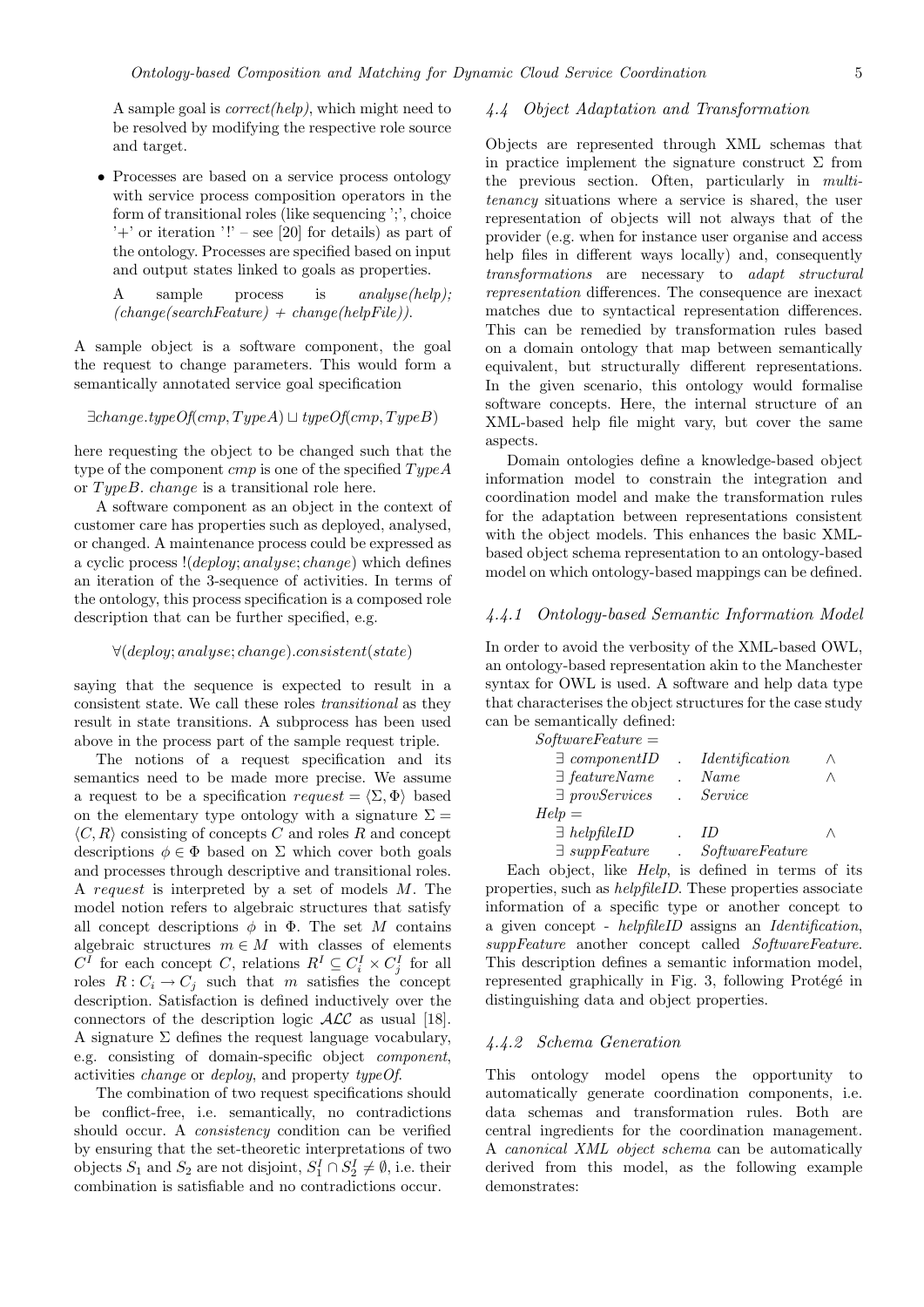A sample goal is *correct(help)*, which might need to be resolved by modifying the respective role source and target.

- Processes are based on a service process ontology with service process composition operators in the form of transitional roles (like sequencing ';', choice '+' or iteration '!' – see [20] for details) as part of the ontology. Processes are specified based on input and output states linked to goals as properties.

  A sample process is *analyse(help); (change(searchFeature) + change(helpFile))*.

A sample object is a software component, the goal the request to change parameters. This would form a semantically annotated service goal specification

$$\exists change.typeOf(cmp, TypeA) \sqcup typeOf(cmp, TypeB)$$

here requesting the object to be changed such that the type of the component *cmp* is one of the specified $TypeA$ or $TypeB$. *change* is a transitional role here.

A software component as an object in the context of customer care has properties such as deployed, analysed, or changed. A maintenance process could be expressed as a cyclic process $!(deploy; analyse; change)$ which defines an iteration of the 3-sequence of activities. In terms of the ontology, this process specification is a composed role description that can be further specified, e.g.

$$\forall(deploy; analyse; change).consistent(state)$$

saying that the sequence is expected to result in a consistent state. We call these roles *transitional* as they result in state transitions. A subprocess has been used above in the process part of the sample request triple.

The notions of a request specification and its semantics need to be made more precise. We assume a request to be a specification $request = \langle \Sigma, \Phi \rangle$ based on the elementary type ontology with a signature $\Sigma = \langle C, R \rangle$ consisting of concepts $C$ and roles $R$ and concept descriptions $\phi \in \Phi$ based on $\Sigma$ which cover both goals and processes through descriptive and transitional roles. A *request* is interpreted by a set of models $M$. The model notion refers to algebraic structures that satisfy all concept descriptions $\phi$ in $\Phi$. The set $M$ contains algebraic structures $m \in M$ with classes of elements $C^I$ for each concept $C$, relations $R^I \subseteq C_i^I \times C_j^I$ for all roles $R : C_i \rightarrow C_j$ such that $m$ satisfies the concept description. Satisfaction is defined inductively over the connectors of the description logic $\mathcal{ALC}$ as usual [18]. A signature $\Sigma$ defines the request language vocabulary, e.g. consisting of domain-specific object *component*, activities *change* or *deploy*, and property *typeOf*.

The combination of two request specifications should be conflict-free, i.e. semantically, no contradictions should occur. A *consistency* condition can be verified by ensuring that the set-theoretic interpretations of two objects $S_1$ and $S_2$ are not disjoint, $S_1^I \cap S_2^I \neq \emptyset$, i.e. their combination is satisfiable and no contradictions occur.

### 4.4 Object Adaptation and Transformation

Objects are represented through XML schemas that in practice implement the signature construct $\Sigma$ from the previous section. Often, particularly in *multi-tenancy* situations where a service is shared, the user representation of objects will not always that of the provider (e.g. when for instance user organise and access help files in different ways locally) and, consequently *transformations* are necessary to *adapt structural representation* differences. The consequence are inexact matches due to syntactical representation differences. This can be remedied by transformation rules based on a domain ontology that map between semantically equivalent, but structurally different representations. In the given scenario, this ontology would formalise software concepts. Here, the internal structure of an XML-based help file might vary, but cover the same aspects.

Domain ontologies define a knowledge-based object information model to constrain the integration and coordination model and make the transformation rules for the adaptation between representations consistent with the object models. This enhances the basic XML-based object schema representation to an ontology-based model on which ontology-based mappings can be defined.

#### 4.4.1 Ontology-based Semantic Information Model

In order to avoid the verbosity of the XML-based OWL, an ontology-based representation akin to the Manchester syntax for OWL is used. A software and help data type that characterises the object structures for the case study can be semantically defined:

$$
\begin{array}{llll}
\multicolumn{4}{l}{SoftwareFeature =} \\
\exists\ componentID & . & Identification & \wedge \\
\exists\ featureName & . & Name & \wedge \\
\exists\ provServices & . & Service & \\
\multicolumn{4}{l}{Help =} \\
\exists\ helpfileID & . & ID & \wedge \\
\exists\ suppFeature & . & SoftwareFeature &
\end{array}
$$

Each object, like *Help*, is defined in terms of its properties, such as *helpfileID*. These properties associate information of a specific type or another concept to a given concept - *helpfileID* assigns an *Identification*, *suppFeature* another concept called *SoftwareFeature*. This description defines a semantic information model, represented graphically in Fig. 3, following Protégé in distinguishing data and object properties.

#### 4.4.2 Schema Generation

This ontology model opens the opportunity to automatically generate coordination components, i.e. data schemas and transformation rules. Both are central ingredients for the coordination management. A *canonical XML object schema* can be automatically derived from this model, as the following example demonstrates: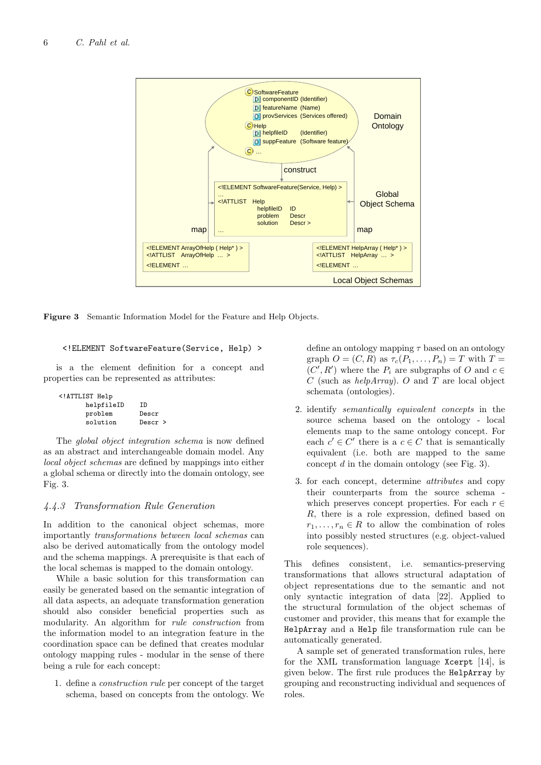**Figure 3** Semantic Information Model for the Feature and Help Objects.

```
<!ELEMENT SoftwareFeature(Service, Help) >
```

is a the element definition for a concept and properties can be represented as attributes:

```
<!ATTLIST Help
      helpfileID    ID
      problem       Descr
      solution      Descr >
```

The *global object integration schema* is now defined as an abstract and interchangeable domain model. Any *local object schemas* are defined by mappings into either a global schema or directly into the domain ontology, see Fig. 3.

### *4.4.3 Transformation Rule Generation*

In addition to the canonical object schemas, more importantly *transformations between local schemas* can also be derived automatically from the ontology model and the schema mappings. A prerequisite is that each of the local schemas is mapped to the domain ontology.

While a basic solution for this transformation can easily be generated based on the semantic integration of all data aspects, an adequate transformation generation should also consider beneficial properties such as modularity. An algorithm for *rule construction* from the information model to an integration feature in the coordination space can be defined that creates modular ontology mapping rules - modular in the sense of there being a rule for each concept:

1. define a *construction rule* per concept of the target schema, based on concepts from the ontology. We define an ontology mapping $\tau$ based on an ontology graph $O = (C, R)$ as $\tau_c(P_1, \ldots, P_n) = T$ with $T = (C', R')$ where the $P_i$ are subgraphs of $O$ and $c \in C$ (such as *helpArray*). $O$ and $T$ are local object schemata (ontologies).
2. identify *semantically equivalent concepts* in the source schema based on the ontology - local elements map to the same ontology concept. For each $c' \in C'$ there is a $c \in C$ that is semantically equivalent (i.e. both are mapped to the same concept $d$ in the domain ontology (see Fig. 3).
3. for each concept, determine *attributes* and copy their counterparts from the source schema - which preserves concept properties. For each $r \in R$, there is a role expression, defined based on $r_1, \ldots, r_n \in R$ to allow the combination of roles into possibly nested structures (e.g. object-valued role sequences).

This defines consistent, i.e. semantics-preserving transformations that allows structural adaptation of object representations due to the semantic and not only syntactic integration of data [22]. Applied to the structural formulation of the object schemas of customer and provider, this means that for example the `HelpArray` and a `Help` file transformation rule can be automatically generated.

A sample set of generated transformation rules, here for the XML transformation language `Xcerpt` [14], is given below. The first rule produces the `HelpArray` by grouping and reconstructing individual and sequences of roles.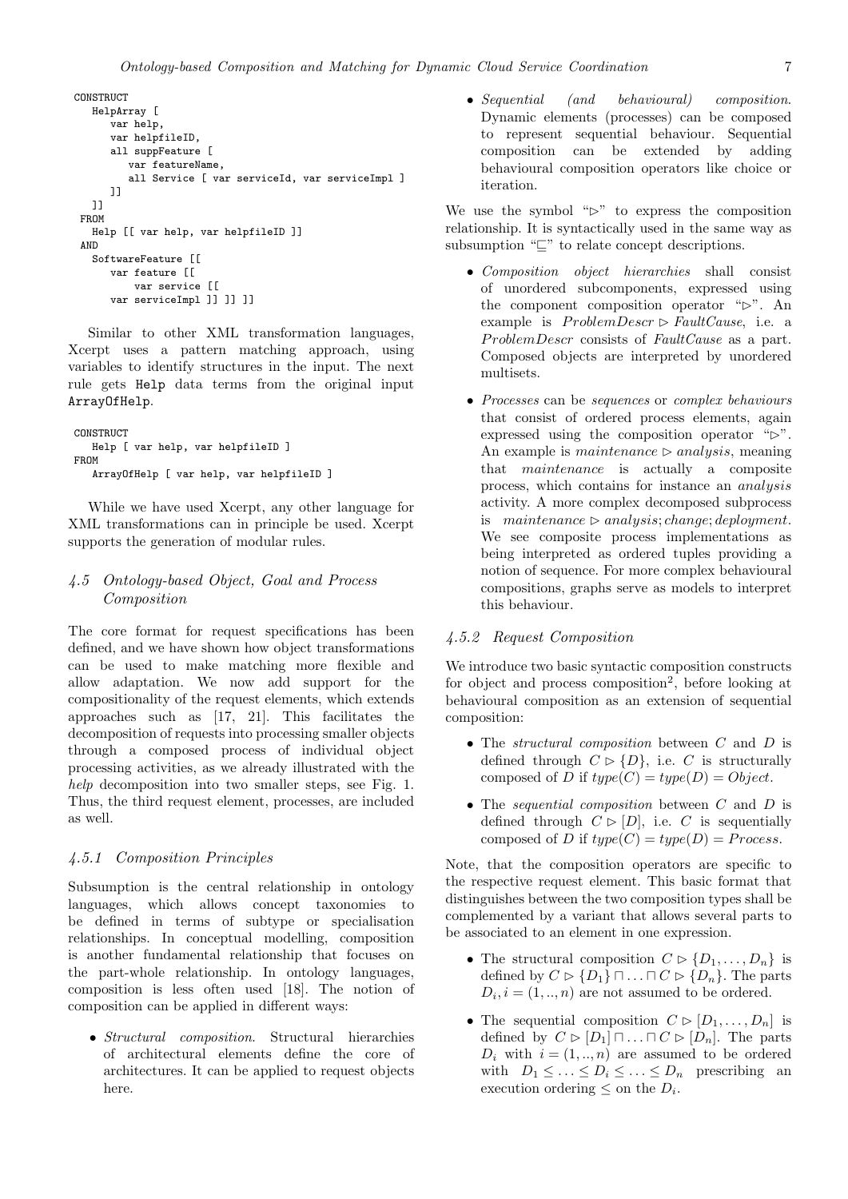```
CONSTRUCT
   HelpArray [
      var help,
      var helpfileID,
      all suppFeature [
         var featureName,
         all Service [ var serviceId, var serviceImpl ]
      ]]
   ]]
 FROM
   Help [[ var help, var helpfileID ]]
 AND
   SoftwareFeature [[
      var feature [[
          var service [[
      var serviceImpl ]] ]] ]]
```

Similar to other XML transformation languages, Xcerpt uses a pattern matching approach, using variables to identify structures in the input. The next rule gets `Help` data terms from the original input `ArrayOfHelp`.

```
CONSTRUCT
   Help [ var help, var helpfileID ]
FROM
   ArrayOfHelp [ var help, var helpfileID ]
```

While we have used Xcerpt, any other language for XML transformations can in principle be used. Xcerpt supports the generation of modular rules.

### *4.5 Ontology-based Object, Goal and Process Composition*

The core format for request specifications has been defined, and we have shown how object transformations can be used to make matching more flexible and allow adaptation. We now add support for the compositionality of the request elements, which extends approaches such as [17, 21]. This facilitates the decomposition of requests into processing smaller objects through a composed process of individual object processing activities, as we already illustrated with the *help* decomposition into two smaller steps, see Fig. 1. Thus, the third request element, processes, are included as well.

#### *4.5.1 Composition Principles*

Subsumption is the central relationship in ontology languages, which allows concept taxonomies to be defined in terms of subtype or specialisation relationships. In conceptual modelling, composition is another fundamental relationship that focuses on the part-whole relationship. In ontology languages, composition is less often used [18]. The notion of composition can be applied in different ways:

- *Structural composition.* Structural hierarchies of architectural elements define the core of architectures. It can be applied to request objects here.
- *Sequential (and behavioural) composition.* Dynamic elements (processes) can be composed to represent sequential behaviour. Sequential composition can be extended by adding behavioural composition operators like choice or iteration.

We use the symbol "$\rhd$" to express the composition relationship. It is syntactically used in the same way as subsumption "$\sqsubseteq$" to relate concept descriptions.

- *Composition object hierarchies* shall consist of unordered subcomponents, expressed using the component composition operator "$\rhd$". An example is $ProblemDescr \rhd FaultCause$, i.e. a $ProblemDescr$ consists of $FaultCause$ as a part. Composed objects are interpreted by unordered multisets.
- *Processes* can be *sequences* or *complex behaviours* that consist of ordered process elements, again expressed using the composition operator "$\rhd$". An example is $maintenance \rhd analysis$, meaning that $maintenance$ is actually a composite process, which contains for instance an $analysis$ activity. A more complex decomposed subprocess is $maintenance \rhd analysis; change; deployment$. We see composite process implementations as being interpreted as ordered tuples providing a notion of sequence. For more complex behavioural compositions, graphs serve as models to interpret this behaviour.

#### *4.5.2 Request Composition*

We introduce two basic syntactic composition constructs for object and process composition[2], before looking at behavioural composition as an extension of sequential composition:

- The *structural composition* between $C$ and $D$ is defined through $C \rhd \{D\}$, i.e. $C$ is structurally composed of $D$ if $type(C) = type(D) = Object$.
- The *sequential composition* between $C$ and $D$ is defined through $C \rhd [D]$, i.e. $C$ is sequentially composed of $D$ if $type(C) = type(D) = Process$.

Note, that the composition operators are specific to the respective request element. This basic format that distinguishes between the two composition types shall be complemented by a variant that allows several parts to be associated to an element in one expression.

- The structural composition $C \rhd \{D_1, \ldots, D_n\}$ is defined by $C \rhd \{D_1\} \sqcap \ldots \sqcap C \rhd \{D_n\}$. The parts $D_i, i = (1, .., n)$ are not assumed to be ordered.
- The sequential composition $C \rhd [D_1, \ldots, D_n]$ is defined by $C \rhd [D_1] \sqcap \ldots \sqcap C \rhd [D_n]$. The parts $D_i$ with $i = (1, .., n)$ are assumed to be ordered with $D_1 \leq \ldots \leq D_i \leq \ldots \leq D_n$ prescribing an execution ordering $\leq$ on the $D_i$.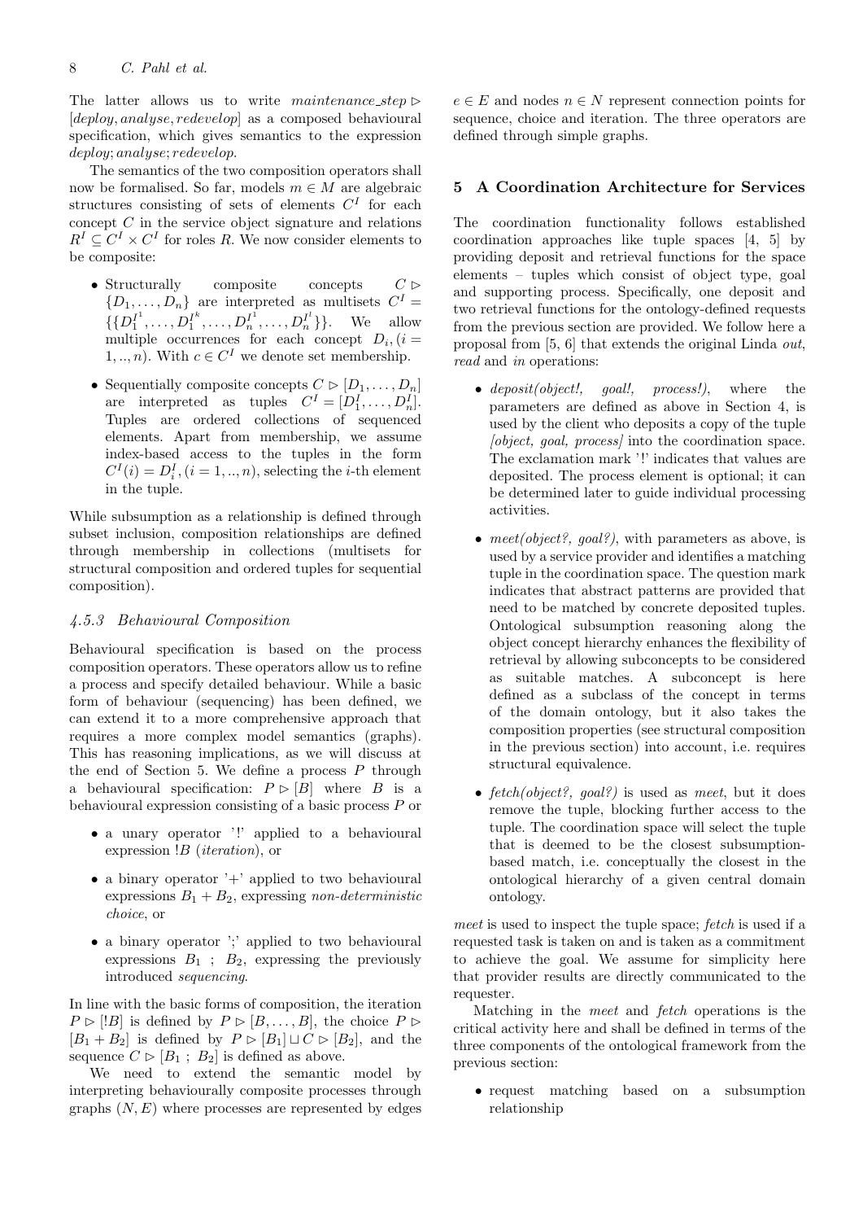The latter allows us to write $maintenance\_step \rhd [deploy, analyse, redevelop]$ as a composed behavioural specification, which gives semantics to the expression $deploy; analyse; redevelop$.

The semantics of the two composition operators shall now be formalised. So far, models $m \in M$ are algebraic structures consisting of sets of elements $C^I$ for each concept $C$ in the service object signature and relations $R^I \subseteq C^I \times C^I$ for roles $R$. We now consider elements to be composite:

- Structurally composite concepts $C \rhd \{D_1, \ldots, D_n\}$ are interpreted as multisets $C^I = \{\{D_1^{I^1}, \ldots, D_1^{I^k}, \ldots, D_n^{I^1}, \ldots, D_n^{I^l}\}\}$. We allow multiple occurrences for each concept $D_i, (i = 1, .., n)$. With $c \in C^I$ we denote set membership.
- Sequentially composite concepts $C \rhd [D_1, \ldots, D_n]$ are interpreted as tuples $C^I = [D_1^I, \ldots, D_n^I]$. Tuples are ordered collections of sequenced elements. Apart from membership, we assume index-based access to the tuples in the form $C^I(i) = D_i^I, (i = 1, .., n)$, selecting the $i$-th element in the tuple.

While subsumption as a relationship is defined through subset inclusion, composition relationships are defined through membership in collections (multisets for structural composition and ordered tuples for sequential composition).

#### 4.5.3 Behavioural Composition

Behavioural specification is based on the process composition operators. These operators allow us to refine a process and specify detailed behaviour. While a basic form of behaviour (sequencing) has been defined, we can extend it to a more comprehensive approach that requires a more complex model semantics (graphs). This has reasoning implications, as we will discuss at the end of Section 5. We define a process $P$ through a behavioural specification: $P \rhd [B]$ where $B$ is a behavioural expression consisting of a basic process $P$ or

- a unary operator '!' applied to a behavioural expression $!B$ (*iteration*), or
- a binary operator '+' applied to two behavioural expressions $B_1 + B_2$, expressing *non-deterministic choice*, or
- a binary operator ';' applied to two behavioural expressions $B_1 \; ; \; B_2$, expressing the previously introduced *sequencing*.

In line with the basic forms of composition, the iteration $P \rhd [!B]$ is defined by $P \rhd [B, \ldots, B]$, the choice $P \rhd [B_1 + B_2]$ is defined by $P \rhd [B_1] \sqcup C \rhd [B_2]$, and the sequence $C \rhd [B_1 \; ; \; B_2]$ is defined as above.

We need to extend the semantic model by interpreting behaviourally composite processes through graphs $(N, E)$ where processes are represented by edges $e \in E$ and nodes $n \in N$ represent connection points for sequence, choice and iteration. The three operators are defined through simple graphs.

## 5 A Coordination Architecture for Services

The coordination functionality follows established coordination approaches like tuple spaces [4, 5] by providing deposit and retrieval functions for the space elements – tuples which consist of object type, goal and supporting process. Specifically, one deposit and two retrieval functions for the ontology-defined requests from the previous section are provided. We follow here a proposal from [5, 6] that extends the original Linda *out*, *read* and *in* operations:

- *deposit(object!, goal!, process!)*, where the parameters are defined as above in Section 4, is used by the client who deposits a copy of the tuple *[object, goal, process]* into the coordination space. The exclamation mark '!' indicates that values are deposited. The process element is optional; it can be determined later to guide individual processing activities.
- *meet(object?, goal?)*, with parameters as above, is used by a service provider and identifies a matching tuple in the coordination space. The question mark indicates that abstract patterns are provided that need to be matched by concrete deposited tuples. Ontological subsumption reasoning along the object concept hierarchy enhances the flexibility of retrieval by allowing subconcepts to be considered as suitable matches. A subconcept is here defined as a subclass of the concept in terms of the domain ontology, but it also takes the composition properties (see structural composition in the previous section) into account, i.e. requires structural equivalence.
- *fetch(object?, goal?)* is used as *meet*, but it does remove the tuple, blocking further access to the tuple. The coordination space will select the tuple that is deemed to be the closest subsumption-based match, i.e. conceptually the closest in the ontological hierarchy of a given central domain ontology.

*meet* is used to inspect the tuple space; *fetch* is used if a requested task is taken on and is taken as a commitment to achieve the goal. We assume for simplicity here that provider results are directly communicated to the requester.

Matching in the *meet* and *fetch* operations is the critical activity here and shall be defined in terms of the three components of the ontological framework from the previous section:

- request matching based on a subsumption relationship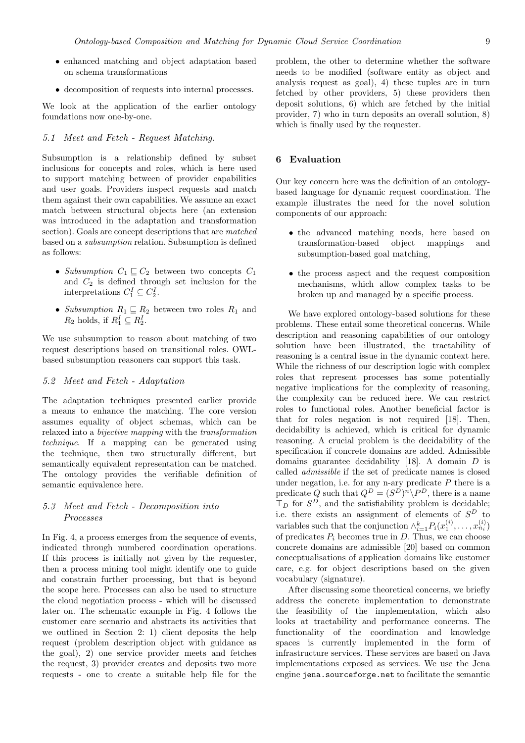- enhanced matching and object adaptation based on schema transformations
- decomposition of requests into internal processes.

We look at the application of the earlier ontology foundations now one-by-one.

### 5.1 Meet and Fetch - Request Matching.

Subsumption is a relationship defined by subset inclusions for concepts and roles, which is here used to support matching between of provider capabilities and user goals. Providers inspect requests and match them against their own capabilities. We assume an exact match between structural objects here (an extension was introduced in the adaptation and transformation section). Goals are concept descriptions that are *matched* based on a *subsumption* relation. Subsumption is defined as follows:

- *Subsumption* $C_1 \sqsubseteq C_2$ between two concepts $C_1$ and $C_2$ is defined through set inclusion for the interpretations $C_1^I \subseteq C_2^I$.
- *Subsumption* $R_1 \sqsubseteq R_2$ between two roles $R_1$ and $R_2$ holds, if $R_1^I \subseteq R_2^I$.

We use subsumption to reason about matching of two request descriptions based on transitional roles. OWL-based subsumption reasoners can support this task.

### 5.2 Meet and Fetch - Adaptation

The adaptation techniques presented earlier provide a means to enhance the matching. The core version assumes equality of object schemas, which can be relaxed into a *bijective mapping* with the *transformation technique*. If a mapping can be generated using the technique, then two structurally different, but semantically equivalent representation can be matched. The ontology provides the verifiable definition of semantic equivalence here.

### 5.3 Meet and Fetch - Decomposition into Processes

In Fig. 4, a process emerges from the sequence of events, indicated through numbered coordination operations. If this process is initially not given by the requester, then a process mining tool might identify one to guide and constrain further processing, but that is beyond the scope here. Processes can also be used to structure the cloud negotiation process - which will be discussed later on. The schematic example in Fig. 4 follows the customer care scenario and abstracts its activities that we outlined in Section 2: 1) client deposits the help request (problem description object with guidance as the goal), 2) one service provider meets and fetches the request, 3) provider creates and deposits two more requests - one to create a suitable help file for the problem, the other to determine whether the software needs to be modified (software entity as object and analysis request as goal), 4) these tuples are in turn fetched by other providers, 5) these providers then deposit solutions, 6) which are fetched by the initial provider, 7) who in turn deposits an overall solution, 8) which is finally used by the requester.

## 6 Evaluation

Our key concern here was the definition of an ontology-based language for dynamic request coordination. The example illustrates the need for the novel solution components of our approach:

- the advanced matching needs, here based on transformation-based object mappings and subsumption-based goal matching,
- the process aspect and the request composition mechanisms, which allow complex tasks to be broken up and managed by a specific process.

We have explored ontology-based solutions for these problems. These entail some theoretical concerns. While description and reasoning capabilities of our ontology solution have been illustrated, the tractability of reasoning is a central issue in the dynamic context here. While the richness of our description logic with complex roles that represent processes has some potentially negative implications for the complexity of reasoning, the complexity can be reduced here. We can restrict roles to functional roles. Another beneficial factor is that for roles negation is not required [18]. Then, decidability is achieved, which is critical for dynamic reasoning. A crucial problem is the decidability of the specification if concrete domains are added. Admissible domains guarantee decidability [18]. A domain $D$ is called *admissible* if the set of predicate names is closed under negation, i.e. for any n-ary predicate $P$ there is a predicate $Q$ such that $Q^D = (S^D)^n \backslash P^D$, there is a name $\top_D$ for $S^D$, and the satisfiability problem is decidable; i.e. there exists an assignment of elements of $S^D$ to variables such that the conjunction $\wedge_{i=1}^{k} P_i(x_1^{(i)}, \ldots, x_{n_i}^{(i)})$ of predicates $P_i$ becomes true in $D$. Thus, we can choose concrete domains are admissible [20] based on common conceptualisations of application domains like customer care, e.g. for object descriptions based on the given vocabulary (signature).

After discussing some theoretical concerns, we briefly address the concrete implementation to demonstrate the feasibility of the implementation, which also looks at tractability and performance concerns. The functionality of the coordination and knowledge spaces is currently implemented in the form of infrastructure services. These services are based on Java implementations exposed as services. We use the Jena engine `jena.sourceforge.net` to facilitate the semantic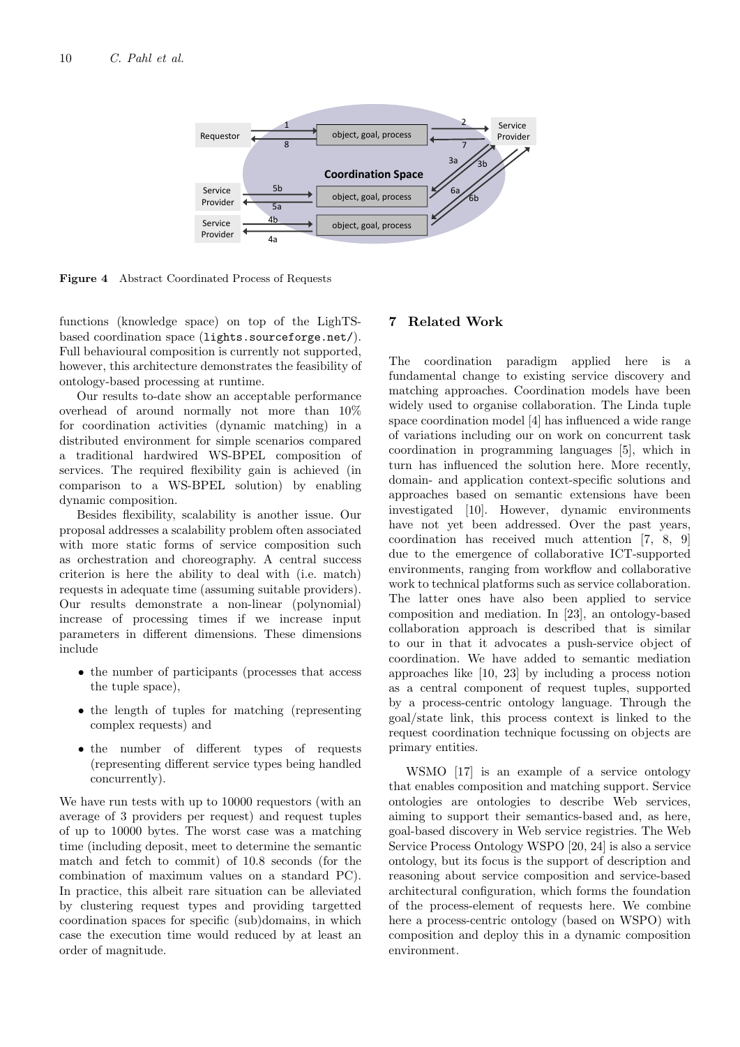**Figure 4** Abstract Coordinated Process of Requests

functions (knowledge space) on top of the LighTS-based coordination space (lights.sourceforge.net/). Full behavioural composition is currently not supported, however, this architecture demonstrates the feasibility of ontology-based processing at runtime.

Our results to-date show an acceptable performance overhead of around normally not more than 10% for coordination activities (dynamic matching) in a distributed environment for simple scenarios compared a traditional hardwired WS-BPEL composition of services. The required flexibility gain is achieved (in comparison to a WS-BPEL solution) by enabling dynamic composition.

Besides flexibility, scalability is another issue. Our proposal addresses a scalability problem often associated with more static forms of service composition such as orchestration and choreography. A central success criterion is here the ability to deal with (i.e. match) requests in adequate time (assuming suitable providers). Our results demonstrate a non-linear (polynomial) increase of processing times if we increase input parameters in different dimensions. These dimensions include

- the number of participants (processes that access the tuple space),
- the length of tuples for matching (representing complex requests) and
- the number of different types of requests (representing different service types being handled concurrently).

We have run tests with up to 10000 requestors (with an average of 3 providers per request) and request tuples of up to 10000 bytes. The worst case was a matching time (including deposit, meet to determine the semantic match and fetch to commit) of 10.8 seconds (for the combination of maximum values on a standard PC). In practice, this albeit rare situation can be alleviated by clustering request types and providing targetted coordination spaces for specific (sub)domains, in which case the execution time would reduced by at least an order of magnitude.

## 7 Related Work

The coordination paradigm applied here is a fundamental change to existing service discovery and matching approaches. Coordination models have been widely used to organise collaboration. The Linda tuple space coordination model [4] has influenced a wide range of variations including our on work on concurrent task coordination in programming languages [5], which in turn has influenced the solution here. More recently, domain- and application context-specific solutions and approaches based on semantic extensions have been investigated [10]. However, dynamic environments have not yet been addressed. Over the past years, coordination has received much attention [7, 8, 9] due to the emergence of collaborative ICT-supported environments, ranging from workflow and collaborative work to technical platforms such as service collaboration. The latter ones have also been applied to service composition and mediation. In [23], an ontology-based collaboration approach is described that is similar to our in that it advocates a push-service object of coordination. We have added to semantic mediation approaches like [10, 23] by including a process notion as a central component of request tuples, supported by a process-centric ontology language. Through the goal/state link, this process context is linked to the request coordination technique focussing on objects are primary entities.

WSMO [17] is an example of a service ontology that enables composition and matching support. Service ontologies are ontologies to describe Web services, aiming to support their semantics-based and, as here, goal-based discovery in Web service registries. The Web Service Process Ontology WSPO [20, 24] is also a service ontology, but its focus is the support of description and reasoning about service composition and service-based architectural configuration, which forms the foundation of the process-element of requests here. We combine here a process-centric ontology (based on WSPO) with composition and deploy this in a dynamic composition environment.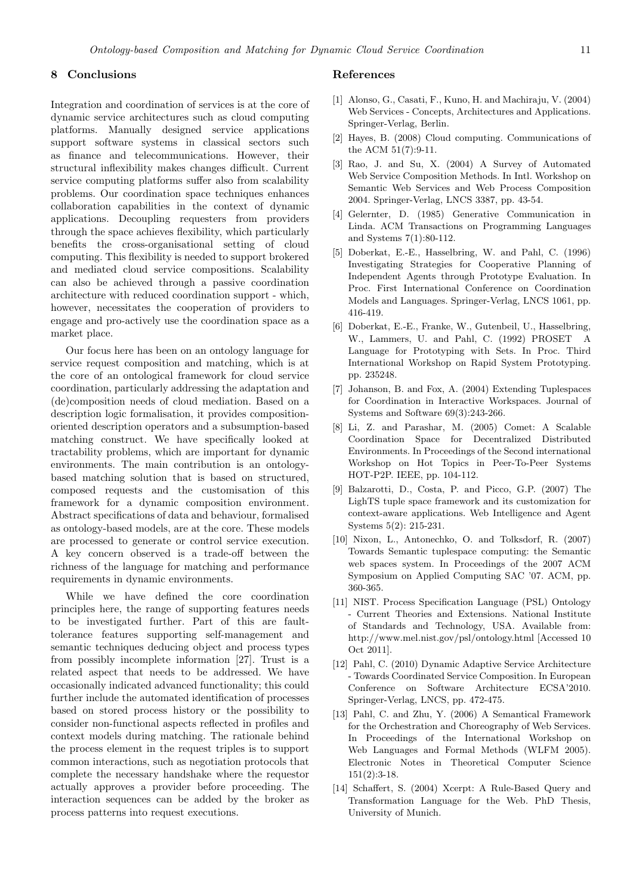## 8 Conclusions

Integration and coordination of services is at the core of dynamic service architectures such as cloud computing platforms. Manually designed service applications support software systems in classical sectors such as finance and telecommunications. However, their structural inflexibility makes changes difficult. Current service computing platforms suffer also from scalability problems. Our coordination space techniques enhances collaboration capabilities in the context of dynamic applications. Decoupling requesters from providers through the space achieves flexibility, which particularly benefits the cross-organisational setting of cloud computing. This flexibility is needed to support brokered and mediated cloud service compositions. Scalability can also be achieved through a passive coordination architecture with reduced coordination support - which, however, necessitates the cooperation of providers to engage and pro-actively use the coordination space as a market place.

Our focus here has been on an ontology language for service request composition and matching, which is at the core of an ontological framework for cloud service coordination, particularly addressing the adaptation and (de)composition needs of cloud mediation. Based on a description logic formalisation, it provides composition-oriented description operators and a subsumption-based matching construct. We have specifically looked at tractability problems, which are important for dynamic environments. The main contribution is an ontology-based matching solution that is based on structured, composed requests and the customisation of this framework for a dynamic composition environment. Abstract specifications of data and behaviour, formalised as ontology-based models, are at the core. These models are processed to generate or control service execution. A key concern observed is a trade-off between the richness of the language for matching and performance requirements in dynamic environments.

While we have defined the core coordination principles here, the range of supporting features needs to be investigated further. Part of this are fault-tolerance features supporting self-management and semantic techniques deducing object and process types from possibly incomplete information [27]. Trust is a related aspect that needs to be addressed. We have occasionally indicated advanced functionality; this could further include the automated identification of processes based on stored process history or the possibility to consider non-functional aspects reflected in profiles and context models during matching. The rationale behind the process element in the request triples is to support common interactions, such as negotiation protocols that complete the necessary handshake where the requestor actually approves a provider before proceeding. The interaction sequences can be added by the broker as process patterns into request executions.

## References

[1] Alonso, G., Casati, F., Kuno, H. and Machiraju, V. (2004) Web Services - Concepts, Architectures and Applications. Springer-Verlag, Berlin.

[2] Hayes, B. (2008) Cloud computing. Communications of the ACM 51(7):9-11.

[3] Rao, J. and Su, X. (2004) A Survey of Automated Web Service Composition Methods. In Intl. Workshop on Semantic Web Services and Web Process Composition 2004. Springer-Verlag, LNCS 3387, pp. 43-54.

[4] Gelernter, D. (1985) Generative Communication in Linda. ACM Transactions on Programming Languages and Systems 7(1):80-112.

[5] Doberkat, E.-E., Hasselbring, W. and Pahl, C. (1996) Investigating Strategies for Cooperative Planning of Independent Agents through Prototype Evaluation. In Proc. First International Conference on Coordination Models and Languages. Springer-Verlag, LNCS 1061, pp. 416-419.

[6] Doberkat, E.-E., Franke, W., Gutenbeil, U., Hasselbring, W., Lammers, U. and Pahl, C. (1992) PROSET A Language for Prototyping with Sets. In Proc. Third International Workshop on Rapid System Prototyping. pp. 235248.

[7] Johanson, B. and Fox, A. (2004) Extending Tuplespaces for Coordination in Interactive Workspaces. Journal of Systems and Software 69(3):243-266.

[8] Li, Z. and Parashar, M. (2005) Comet: A Scalable Coordination Space for Decentralized Distributed Environments. In Proceedings of the Second international Workshop on Hot Topics in Peer-To-Peer Systems HOT-P2P. IEEE, pp. 104-112.

[9] Balzarotti, D., Costa, P. and Picco, G.P. (2007) The LighTS tuple space framework and its customization for context-aware applications. Web Intelligence and Agent Systems 5(2): 215-231.

[10] Nixon, L., Antonechko, O. and Tolksdorf, R. (2007) Towards Semantic tuplespace computing: the Semantic web spaces system. In Proceedings of the 2007 ACM Symposium on Applied Computing SAC '07. ACM, pp. 360-365.

[11] NIST. Process Specification Language (PSL) Ontology - Current Theories and Extensions. National Institute of Standards and Technology, USA. Available from: http://www.mel.nist.gov/psl/ontology.html [Accessed 10 Oct 2011].

[12] Pahl, C. (2010) Dynamic Adaptive Service Architecture - Towards Coordinated Service Composition. In European Conference on Software Architecture ECSA'2010. Springer-Verlag, LNCS, pp. 472-475.

[13] Pahl, C. and Zhu, Y. (2006) A Semantical Framework for the Orchestration and Choreography of Web Services. In Proceedings of the International Workshop on Web Languages and Formal Methods (WLFM 2005). Electronic Notes in Theoretical Computer Science 151(2):3-18.

[14] Schaffert, S. (2004) Xcerpt: A Rule-Based Query and Transformation Language for the Web. PhD Thesis, University of Munich.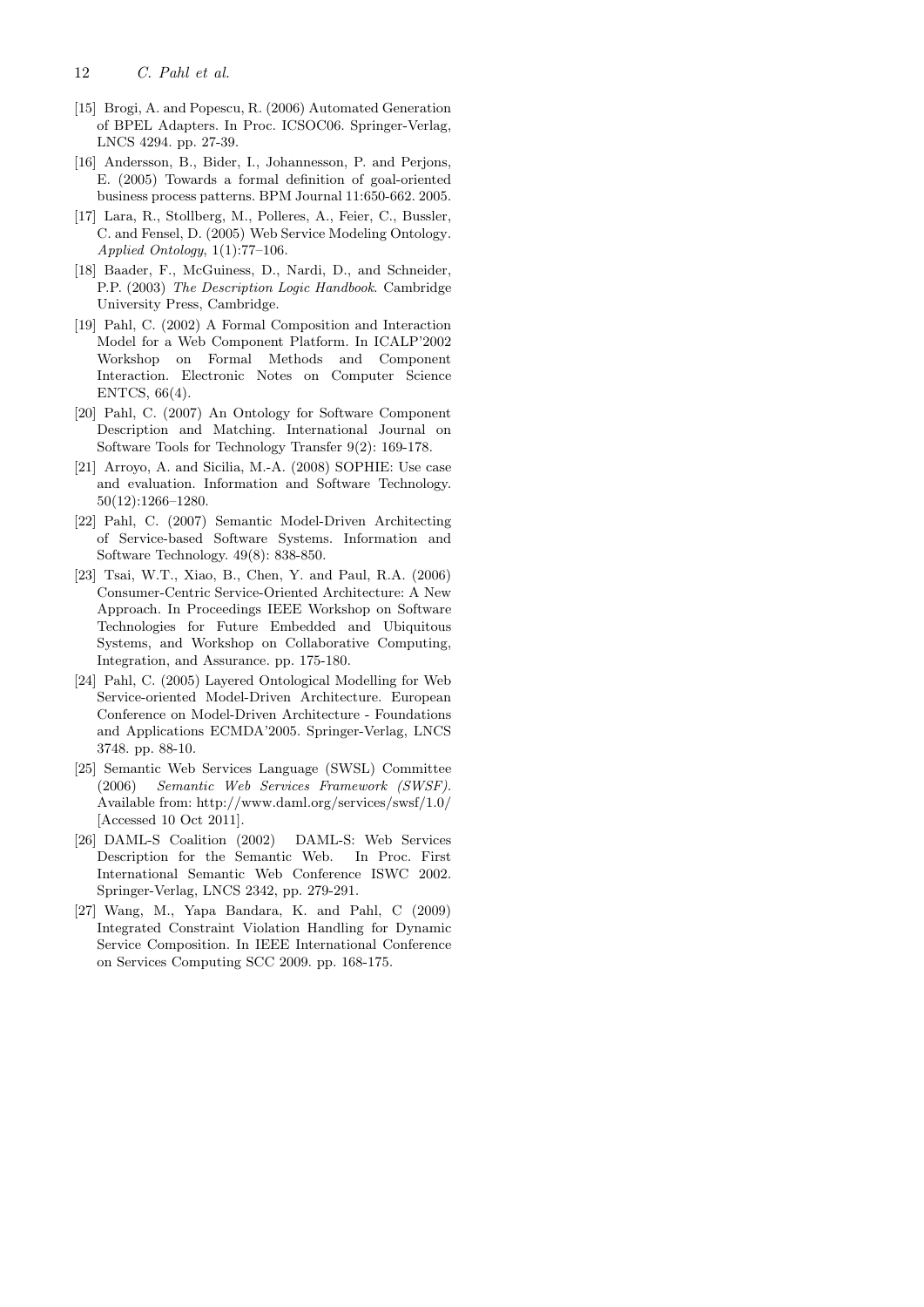[15] Brogi, A. and Popescu, R. (2006) Automated Generation of BPEL Adapters. In Proc. ICSOC06. Springer-Verlag, LNCS 4294. pp. 27-39.

[16] Andersson, B., Bider, I., Johannesson, P. and Perjons, E. (2005) Towards a formal definition of goal-oriented business process patterns. BPM Journal 11:650-662. 2005.

[17] Lara, R., Stollberg, M., Polleres, A., Feier, C., Bussler, C. and Fensel, D. (2005) Web Service Modeling Ontology. *Applied Ontology*, 1(1):77–106.

[18] Baader, F., McGuiness, D., Nardi, D., and Schneider, P.P. (2003) *The Description Logic Handbook*. Cambridge University Press, Cambridge.

[19] Pahl, C. (2002) A Formal Composition and Interaction Model for a Web Component Platform. In ICALP'2002 Workshop on Formal Methods and Component Interaction. Electronic Notes on Computer Science ENTCS, 66(4).

[20] Pahl, C. (2007) An Ontology for Software Component Description and Matching. International Journal on Software Tools for Technology Transfer 9(2): 169-178.

[21] Arroyo, A. and Sicilia, M.-A. (2008) SOPHIE: Use case and evaluation. Information and Software Technology. 50(12):1266–1280.

[22] Pahl, C. (2007) Semantic Model-Driven Architecting of Service-based Software Systems. Information and Software Technology. 49(8): 838-850.

[23] Tsai, W.T., Xiao, B., Chen, Y. and Paul, R.A. (2006) Consumer-Centric Service-Oriented Architecture: A New Approach. In Proceedings IEEE Workshop on Software Technologies for Future Embedded and Ubiquitous Systems, and Workshop on Collaborative Computing, Integration, and Assurance. pp. 175-180.

[24] Pahl, C. (2005) Layered Ontological Modelling for Web Service-oriented Model-Driven Architecture. European Conference on Model-Driven Architecture - Foundations and Applications ECMDA'2005. Springer-Verlag, LNCS 3748. pp. 88-10.

[25] Semantic Web Services Language (SWSL) Committee (2006) *Semantic Web Services Framework (SWSF)*. Available from: http://www.daml.org/services/swsf/1.0/ [Accessed 10 Oct 2011].

[26] DAML-S Coalition (2002) DAML-S: Web Services Description for the Semantic Web. In Proc. First International Semantic Web Conference ISWC 2002. Springer-Verlag, LNCS 2342, pp. 279-291.

[27] Wang, M., Yapa Bandara, K. and Pahl, C (2009) Integrated Constraint Violation Handling for Dynamic Service Composition. In IEEE International Conference on Services Computing SCC 2009. pp. 168-175.